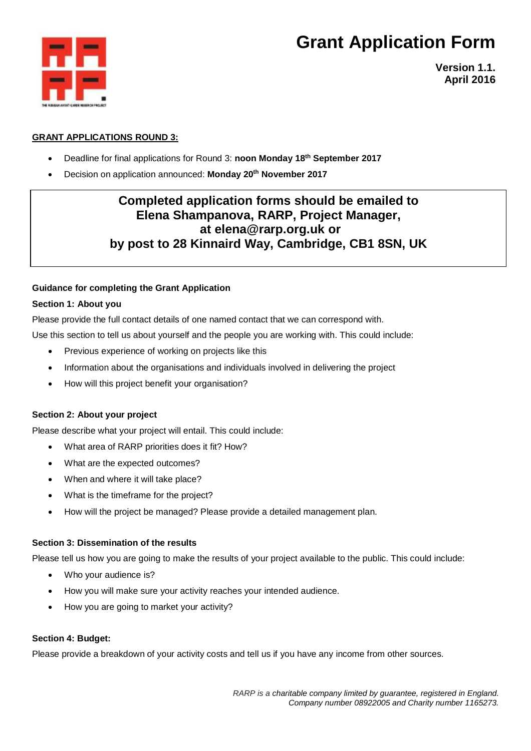# Grant Application Form

**Version 1.1.**
**April 2016**

**GRANT APPLICATIONS ROUND 3:**

- Deadline for final applications for Round 3: **noon Monday 18th September 2017**
- Decision on application announced: **Monday 20th November 2017**

**Completed application forms should be emailed to Elena Shampanova, RARP, Project Manager, at elena@rarp.org.uk or by post to 28 Kinnaird Way, Cambridge, CB1 8SN, UK**

### Guidance for completing the Grant Application

**Section 1: About you**

Please provide the full contact details of one named contact that we can correspond with.

Use this section to tell us about yourself and the people you are working with. This could include:

- Previous experience of working on projects like this
- Information about the organisations and individuals involved in delivering the project
- How will this project benefit your organisation?

**Section 2: About your project**

Please describe what your project will entail. This could include:

- What area of RARP priorities does it fit? How?
- What are the expected outcomes?
- When and where it will take place?
- What is the timeframe for the project?
- How will the project be managed? Please provide a detailed management plan.

**Section 3: Dissemination of the results**

Please tell us how you are going to make the results of your project available to the public. This could include:

- Who your audience is?
- How you will make sure your activity reaches your intended audience.
- How you are going to market your activity?

**Section 4: Budget:**

Please provide a breakdown of your activity costs and tell us if you have any income from other sources.

*RARP is a charitable company limited by guarantee, registered in England. Company number 08922005 and Charity number 1165273.*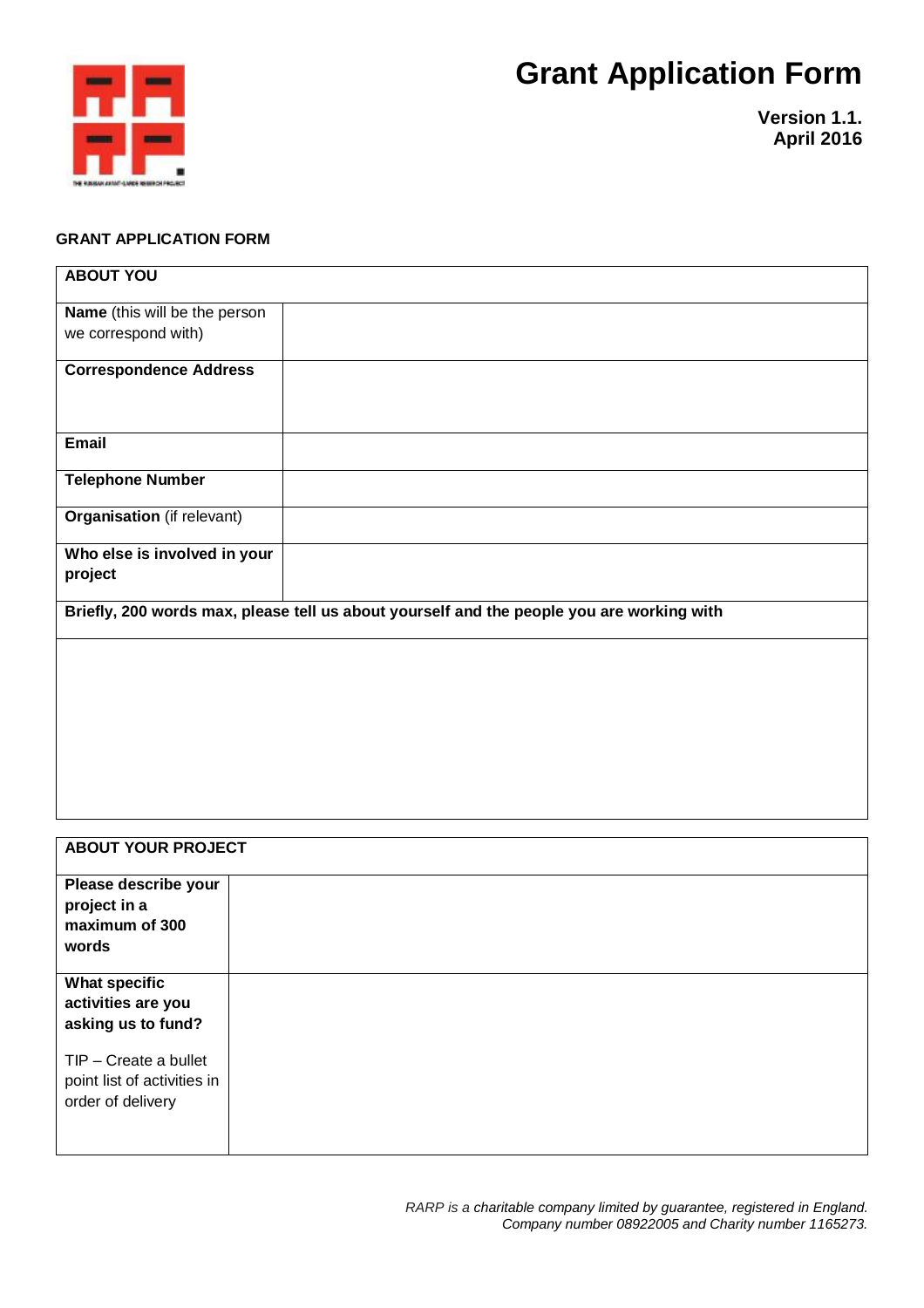# Grant Application Form

**Version 1.1.**
**April 2016**

**GRANT APPLICATION FORM**

| **ABOUT YOU** | |
|---|---|
| **Name** (this will be the person we correspond with) | |
| **Correspondence Address** | |
| **Email** | |
| **Telephone Number** | |
| **Organisation** (if relevant) | |
| **Who else is involved in your project** | |
| **Briefly, 200 words max, please tell us about yourself and the people you are working with** | |
| | |

| **ABOUT YOUR PROJECT** | |
|---|---|
| **Please describe your project in a maximum of 300 words** | |
| **What specific activities are you asking us to fund?**<br><br>TIP – Create a bullet point list of activities in order of delivery | |

*RARP is a charitable company limited by guarantee, registered in England. Company number 08922005 and Charity number 1165273.*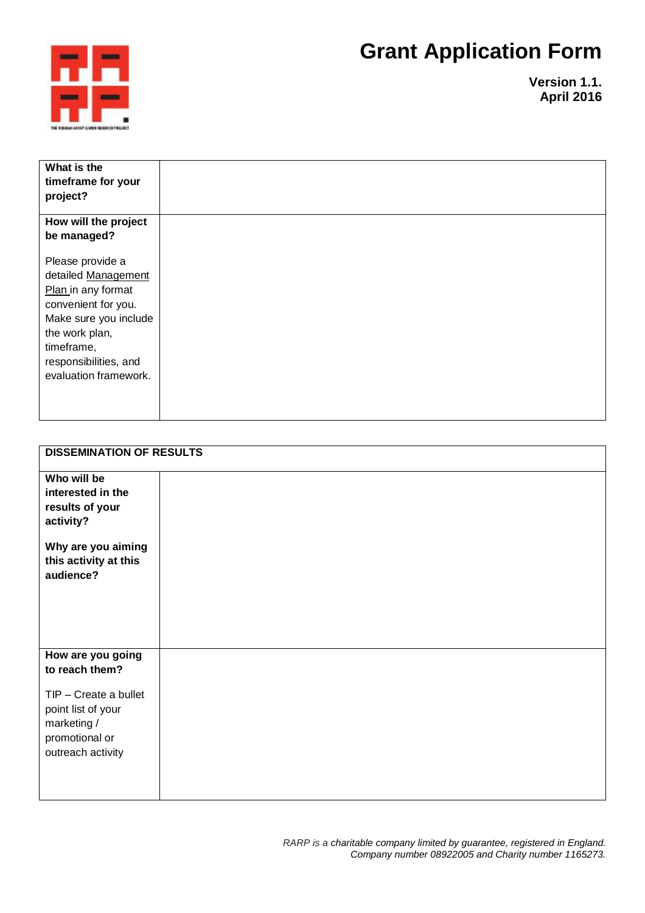# Grant Application Form

**Version 1.1.**
**April 2016**

| **What is the timeframe for your project?** | |
|---|---|
| **How will the project be managed?**<br><br>Please provide a detailed Management Plan in any format convenient for you. Make sure you include the work plan, timeframe, responsibilities, and evaluation framework. | |

| **DISSEMINATION OF RESULTS** | |
|---|---|
| **Who will be interested in the results of your activity?**<br><br>**Why are you aiming this activity at this audience?** | |
| **How are you going to reach them?**<br><br>TIP – Create a bullet point list of your marketing / promotional or outreach activity | |

*RARP is a charitable company limited by guarantee, registered in England. Company number 08922005 and Charity number 1165273.*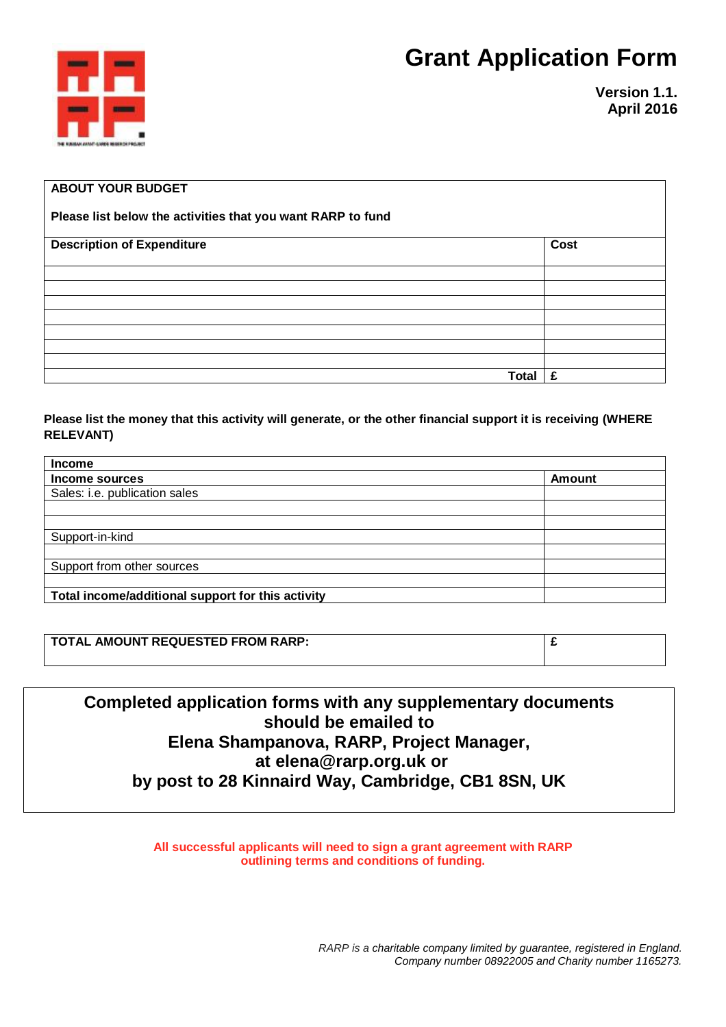# Grant Application Form

**Version 1.1.**
**April 2016**

| **ABOUT YOUR BUDGET**<br><br>**Please list below the activities that you want RARP to fund** | |
|---|---|
| **Description of Expenditure** | **Cost** |
| | |
| | |
| | |
| | |
| | |
| | |
| | |
| **Total** | **£** |

**Please list the money that this activity will generate, or the other financial support it is receiving (WHERE RELEVANT)**

| **Income** | |
|---|---|
| **Income sources** | **Amount** |
| Sales: i.e. publication sales | |
| | |
| | |
| Support-in-kind | |
| | |
| Support from other sources | |
| | |
| **Total income/additional support for this activity** | |

| | |
|---|---|
| **TOTAL AMOUNT REQUESTED FROM RARP:** | **£** |

**Completed application forms with any supplementary documents should be emailed to Elena Shampanova, RARP, Project Manager, at elena@rarp.org.uk or by post to 28 Kinnaird Way, Cambridge, CB1 8SN, UK**

**All successful applicants will need to sign a grant agreement with RARP outlining terms and conditions of funding.**

*RARP is a charitable company limited by guarantee, registered in England. Company number 08922005 and Charity number 1165273.*